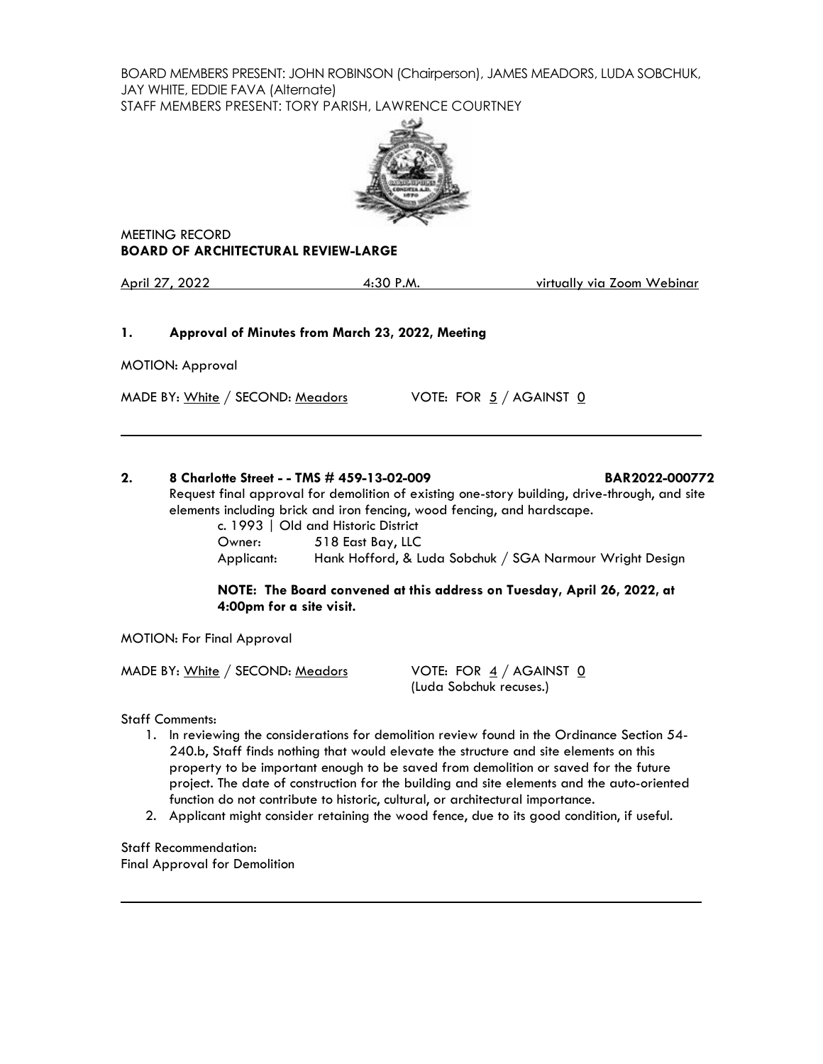BOARD MEMBERS PRESENT: JOHN ROBINSON (Chairperson), JAMES MEADORS, LUDA SOBCHUK, JAY WHITE, EDDIE FAVA (Alternate)
STAFF MEMBERS PRESENT: TORY PARISH, LAWRENCE COURTNEY

MEETING RECORD
**BOARD OF ARCHITECTURAL REVIEW-LARGE**

April 27, 2022 4:30 P.M. virtually via Zoom Webinar

**1. Approval of Minutes from March 23, 2022, Meeting**

MOTION: Approval

MADE BY: White / SECOND: Meadors VOTE: FOR 5 / AGAINST 0

---

**2. 8 Charlotte Street - - TMS # 459-13-02-009 BAR2022-000772**

Request final approval for demolition of existing one-story building, drive-through, and site elements including brick and iron fencing, wood fencing, and hardscape.

c. 1993 | Old and Historic District
Owner: 518 East Bay, LLC
Applicant: Hank Hofford, & Luda Sobchuk / SGA Narmour Wright Design

**NOTE: The Board convened at this address on Tuesday, April 26, 2022, at 4:00pm for a site visit.**

MOTION: For Final Approval

MADE BY: White / SECOND: Meadors VOTE: FOR 4 / AGAINST 0
(Luda Sobchuk recuses.)

Staff Comments:

1. In reviewing the considerations for demolition review found in the Ordinance Section 54-240.b, Staff finds nothing that would elevate the structure and site elements on this property to be important enough to be saved from demolition or saved for the future project. The date of construction for the building and site elements and the auto-oriented function do not contribute to historic, cultural, or architectural importance.
2. Applicant might consider retaining the wood fence, due to its good condition, if useful.

Staff Recommendation:
Final Approval for Demolition

---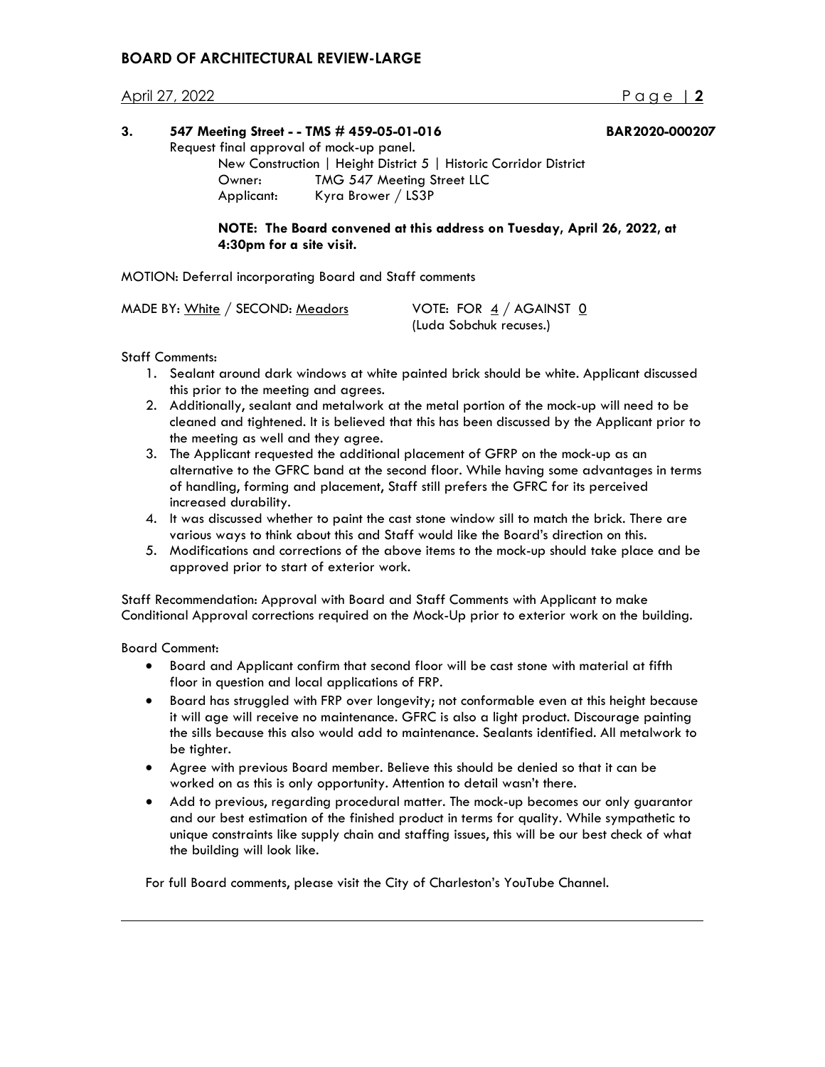**3. 547 Meeting Street - - TMS # 459-05-01-016 BAR2020-000207**

Request final approval of mock-up panel.

New Construction | Height District 5 | Historic Corridor District

Owner: TMG 547 Meeting Street LLC

Applicant: Kyra Brower / LS3P

**NOTE: The Board convened at this address on Tuesday, April 26, 2022, at 4:30pm for a site visit.**

MOTION: Deferral incorporating Board and Staff comments

MADE BY: White / SECOND: Meadors VOTE: FOR 4 / AGAINST 0

(Luda Sobchuk recuses.)

Staff Comments:

1. Sealant around dark windows at white painted brick should be white. Applicant discussed this prior to the meeting and agrees.
2. Additionally, sealant and metalwork at the metal portion of the mock-up will need to be cleaned and tightened. It is believed that this has been discussed by the Applicant prior to the meeting as well and they agree.
3. The Applicant requested the additional placement of GFRP on the mock-up as an alternative to the GFRC band at the second floor. While having some advantages in terms of handling, forming and placement, Staff still prefers the GFRC for its perceived increased durability.
4. It was discussed whether to paint the cast stone window sill to match the brick. There are various ways to think about this and Staff would like the Board's direction on this.
5. Modifications and corrections of the above items to the mock-up should take place and be approved prior to start of exterior work.

Staff Recommendation: Approval with Board and Staff Comments with Applicant to make Conditional Approval corrections required on the Mock-Up prior to exterior work on the building.

Board Comment:

- Board and Applicant confirm that second floor will be cast stone with material at fifth floor in question and local applications of FRP.
- Board has struggled with FRP over longevity; not conformable even at this height because it will age will receive no maintenance. GFRC is also a light product. Discourage painting the sills because this also would add to maintenance. Sealants identified. All metalwork to be tighter.
- Agree with previous Board member. Believe this should be denied so that it can be worked on as this is only opportunity. Attention to detail wasn't there.
- Add to previous, regarding procedural matter. The mock-up becomes our only guarantor and our best estimation of the finished product in terms for quality. While sympathetic to unique constraints like supply chain and staffing issues, this will be our best check of what the building will look like.

For full Board comments, please visit the City of Charleston's YouTube Channel.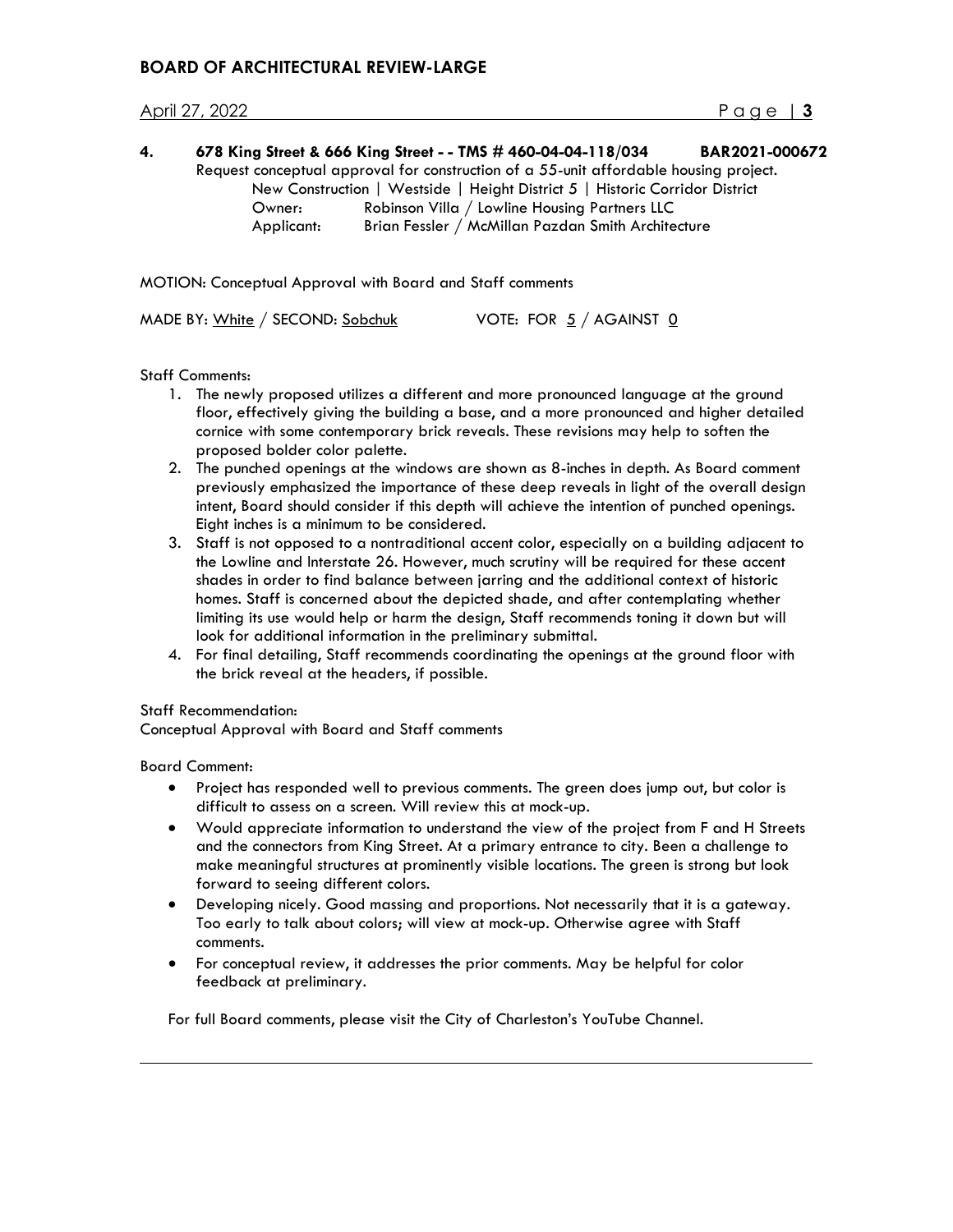**4. 678 King Street & 666 King Street - - TMS # 460-04-04-118/034 BAR2021-000672**

Request conceptual approval for construction of a 55-unit affordable housing project.

New Construction | Westside | Height District 5 | Historic Corridor District

Owner: Robinson Villa / Lowline Housing Partners LLC

Applicant: Brian Fessler / McMillan Pazdan Smith Architecture

MOTION: Conceptual Approval with Board and Staff comments

MADE BY: White / SECOND: Sobchuk VOTE: FOR 5 / AGAINST 0

Staff Comments:

1. The newly proposed utilizes a different and more pronounced language at the ground floor, effectively giving the building a base, and a more pronounced and higher detailed cornice with some contemporary brick reveals. These revisions may help to soften the proposed bolder color palette.
2. The punched openings at the windows are shown as 8-inches in depth. As Board comment previously emphasized the importance of these deep reveals in light of the overall design intent, Board should consider if this depth will achieve the intention of punched openings. Eight inches is a minimum to be considered.
3. Staff is not opposed to a nontraditional accent color, especially on a building adjacent to the Lowline and Interstate 26. However, much scrutiny will be required for these accent shades in order to find balance between jarring and the additional context of historic homes. Staff is concerned about the depicted shade, and after contemplating whether limiting its use would help or harm the design, Staff recommends toning it down but will look for additional information in the preliminary submittal.
4. For final detailing, Staff recommends coordinating the openings at the ground floor with the brick reveal at the headers, if possible.

Staff Recommendation:

Conceptual Approval with Board and Staff comments

Board Comment:

- Project has responded well to previous comments. The green does jump out, but color is difficult to assess on a screen. Will review this at mock-up.
- Would appreciate information to understand the view of the project from F and H Streets and the connectors from King Street. At a primary entrance to city. Been a challenge to make meaningful structures at prominently visible locations. The green is strong but look forward to seeing different colors.
- Developing nicely. Good massing and proportions. Not necessarily that it is a gateway. Too early to talk about colors; will view at mock-up. Otherwise agree with Staff comments.
- For conceptual review, it addresses the prior comments. May be helpful for color feedback at preliminary.

For full Board comments, please visit the City of Charleston's YouTube Channel.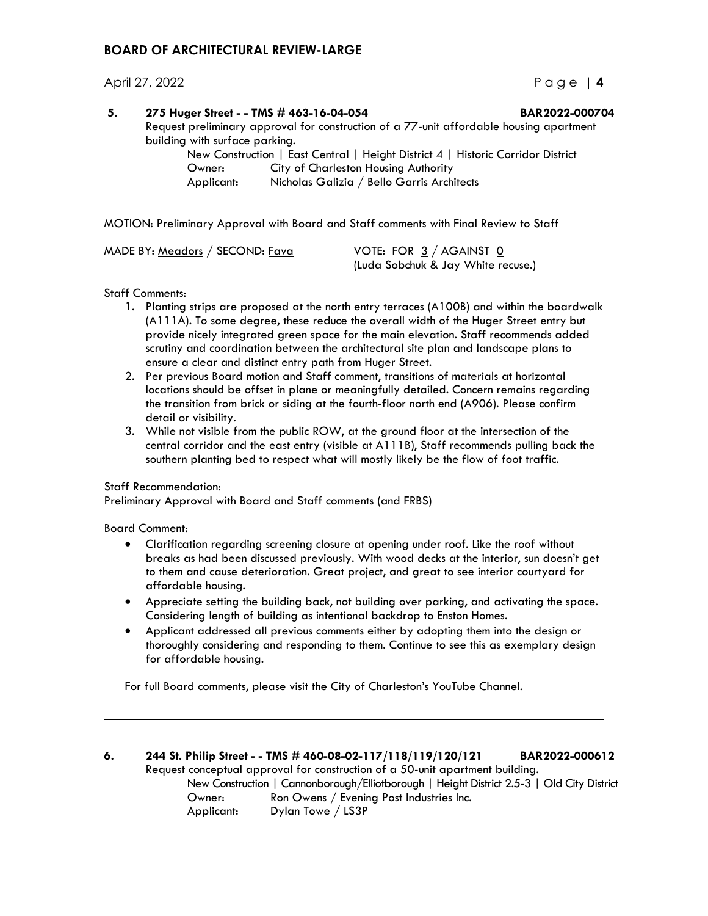**5. 275 Huger Street - - TMS # 463-16-04-054 BAR2022-000704**

Request preliminary approval for construction of a 77-unit affordable housing apartment building with surface parking.

New Construction | East Central | Height District 4 | Historic Corridor District
Owner: City of Charleston Housing Authority
Applicant: Nicholas Galizia / Bello Garris Architects

MOTION: Preliminary Approval with Board and Staff comments with Final Review to Staff

MADE BY: Meadors / SECOND: Fava VOTE: FOR 3 / AGAINST 0
(Luda Sobchuk & Jay White recuse.)

Staff Comments:

1. Planting strips are proposed at the north entry terraces (A100B) and within the boardwalk (A111A). To some degree, these reduce the overall width of the Huger Street entry but provide nicely integrated green space for the main elevation. Staff recommends added scrutiny and coordination between the architectural site plan and landscape plans to ensure a clear and distinct entry path from Huger Street.
2. Per previous Board motion and Staff comment, transitions of materials at horizontal locations should be offset in plane or meaningfully detailed. Concern remains regarding the transition from brick or siding at the fourth-floor north end (A906). Please confirm detail or visibility.
3. While not visible from the public ROW, at the ground floor at the intersection of the central corridor and the east entry (visible at A111B), Staff recommends pulling back the southern planting bed to respect what will mostly likely be the flow of foot traffic.

Staff Recommendation:
Preliminary Approval with Board and Staff comments (and FRBS)

Board Comment:

- Clarification regarding screening closure at opening under roof. Like the roof without breaks as had been discussed previously. With wood decks at the interior, sun doesn't get to them and cause deterioration. Great project, and great to see interior courtyard for affordable housing.
- Appreciate setting the building back, not building over parking, and activating the space. Considering length of building as intentional backdrop to Enston Homes.
- Applicant addressed all previous comments either by adopting them into the design or thoroughly considering and responding to them. Continue to see this as exemplary design for affordable housing.

For full Board comments, please visit the City of Charleston's YouTube Channel.

---

**6. 244 St. Philip Street - - TMS # 460-08-02-117/118/119/120/121 BAR2022-000612**

Request conceptual approval for construction of a 50-unit apartment building.

New Construction | Cannonborough/Elliotborough | Height District 2.5-3 | Old City District
Owner: Ron Owens / Evening Post Industries Inc.
Applicant: Dylan Towe / LS3P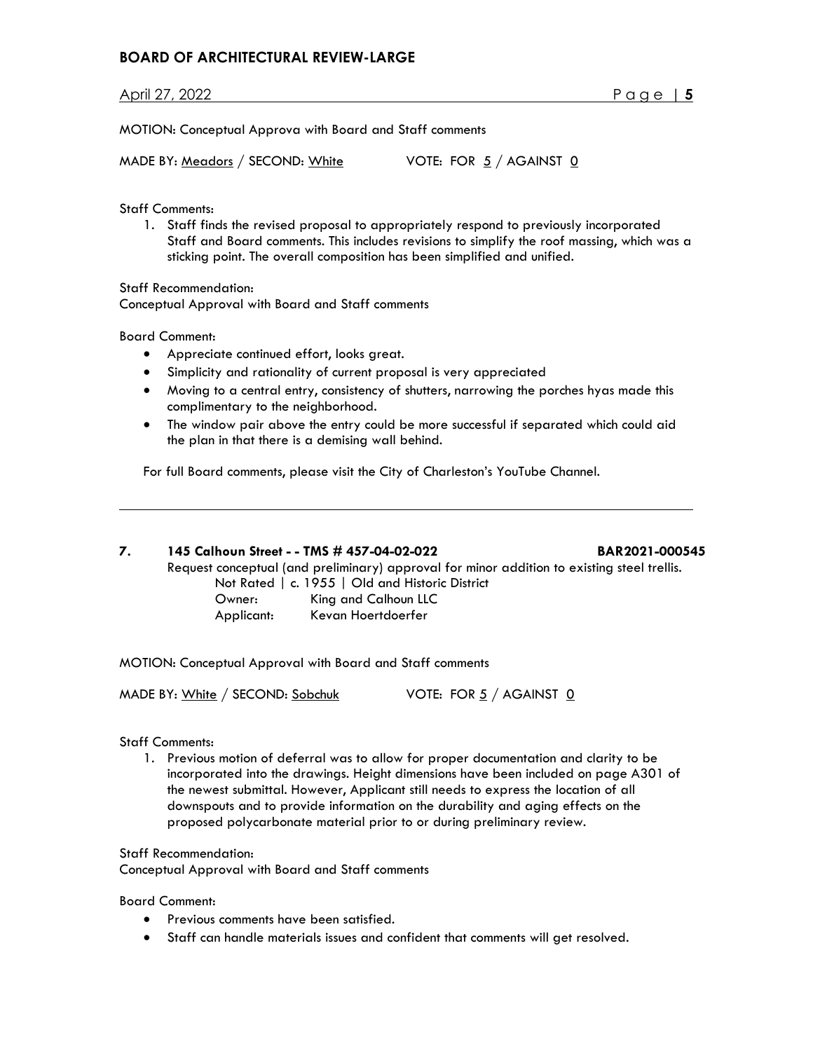MOTION: Conceptual Approva with Board and Staff comments

MADE BY: Meadors / SECOND: White VOTE: FOR 5 / AGAINST 0

Staff Comments:

1. Staff finds the revised proposal to appropriately respond to previously incorporated Staff and Board comments. This includes revisions to simplify the roof massing, which was a sticking point. The overall composition has been simplified and unified.

Staff Recommendation:
Conceptual Approval with Board and Staff comments

Board Comment:

- Appreciate continued effort, looks great.
- Simplicity and rationality of current proposal is very appreciated
- Moving to a central entry, consistency of shutters, narrowing the porches hyas made this complimentary to the neighborhood.
- The window pair above the entry could be more successful if separated which could aid the plan in that there is a demising wall behind.

For full Board comments, please visit the City of Charleston's YouTube Channel.

---

**7. 145 Calhoun Street - - TMS # 457-04-02-022 BAR2021-000545**

Request conceptual (and preliminary) approval for minor addition to existing steel trellis.
Not Rated | c. 1955 | Old and Historic District
Owner: King and Calhoun LLC
Applicant: Kevan Hoertdoerfer

MOTION: Conceptual Approval with Board and Staff comments

MADE BY: White / SECOND: Sobchuk VOTE: FOR 5 / AGAINST 0

Staff Comments:

1. Previous motion of deferral was to allow for proper documentation and clarity to be incorporated into the drawings. Height dimensions have been included on page A301 of the newest submittal. However, Applicant still needs to express the location of all downspouts and to provide information on the durability and aging effects on the proposed polycarbonate material prior to or during preliminary review.

Staff Recommendation:
Conceptual Approval with Board and Staff comments

Board Comment:

- Previous comments have been satisfied.
- Staff can handle materials issues and confident that comments will get resolved.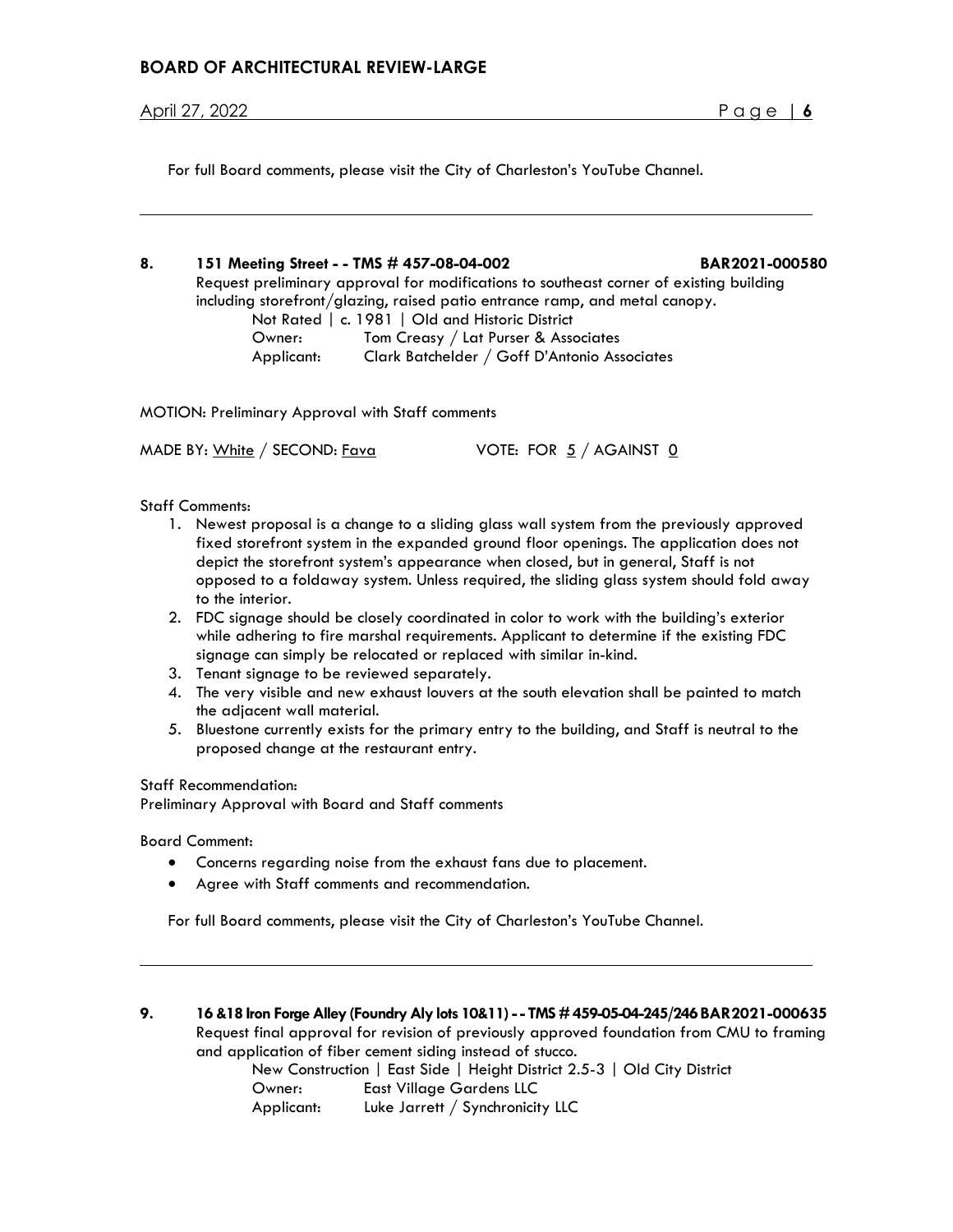For full Board comments, please visit the City of Charleston's YouTube Channel.

---

**8. 151 Meeting Street - - TMS # 457-08-04-002 BAR2021-000580**

Request preliminary approval for modifications to southeast corner of existing building including storefront/glazing, raised patio entrance ramp, and metal canopy.

Not Rated | c. 1981 | Old and Historic District
Owner: Tom Creasy / Lat Purser & Associates
Applicant: Clark Batchelder / Goff D'Antonio Associates

MOTION: Preliminary Approval with Staff comments

MADE BY: White / SECOND: Fava VOTE: FOR 5 / AGAINST 0

Staff Comments:

1. Newest proposal is a change to a sliding glass wall system from the previously approved fixed storefront system in the expanded ground floor openings. The application does not depict the storefront system's appearance when closed, but in general, Staff is not opposed to a foldaway system. Unless required, the sliding glass system should fold away to the interior.
2. FDC signage should be closely coordinated in color to work with the building's exterior while adhering to fire marshal requirements. Applicant to determine if the existing FDC signage can simply be relocated or replaced with similar in-kind.
3. Tenant signage to be reviewed separately.
4. The very visible and new exhaust louvers at the south elevation shall be painted to match the adjacent wall material.
5. Bluestone currently exists for the primary entry to the building, and Staff is neutral to the proposed change at the restaurant entry.

Staff Recommendation:
Preliminary Approval with Board and Staff comments

Board Comment:

- Concerns regarding noise from the exhaust fans due to placement.
- Agree with Staff comments and recommendation.

For full Board comments, please visit the City of Charleston's YouTube Channel.

---

**9. 16 &18 Iron Forge Alley (Foundry Aly lots 10&11) - - TMS # 459-05-04-245/246 BAR2021-000635**

Request final approval for revision of previously approved foundation from CMU to framing and application of fiber cement siding instead of stucco.

New Construction | East Side | Height District 2.5-3 | Old City District
Owner: East Village Gardens LLC
Applicant: Luke Jarrett / Synchronicity LLC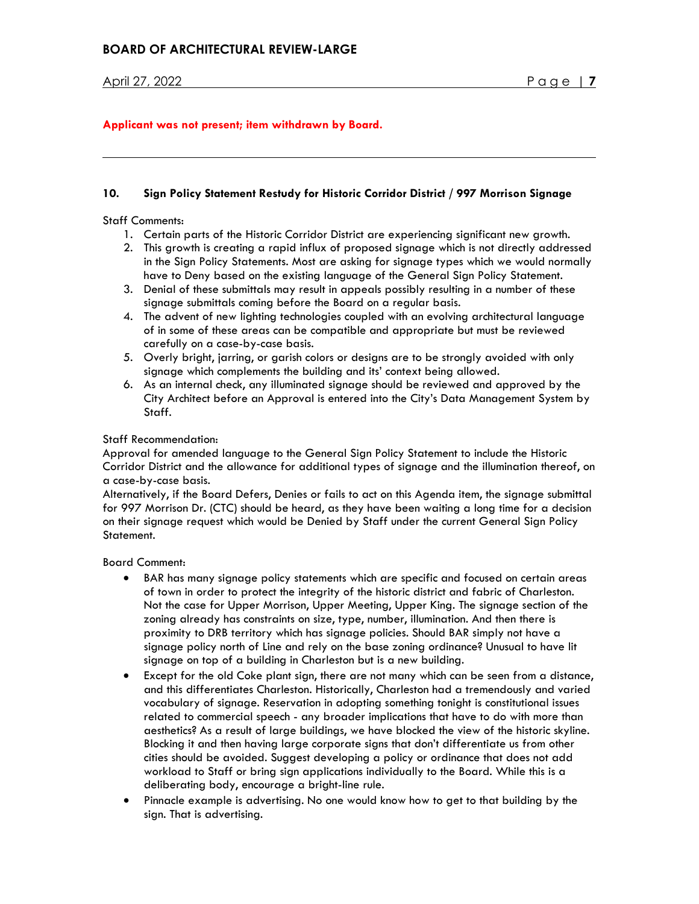**Applicant was not present; item withdrawn by Board.**

---

**10. Sign Policy Statement Restudy for Historic Corridor District / 997 Morrison Signage**

Staff Comments:

1. Certain parts of the Historic Corridor District are experiencing significant new growth.
2. This growth is creating a rapid influx of proposed signage which is not directly addressed in the Sign Policy Statements. Most are asking for signage types which we would normally have to Deny based on the existing language of the General Sign Policy Statement.
3. Denial of these submittals may result in appeals possibly resulting in a number of these signage submittals coming before the Board on a regular basis.
4. The advent of new lighting technologies coupled with an evolving architectural language of in some of these areas can be compatible and appropriate but must be reviewed carefully on a case-by-case basis.
5. Overly bright, jarring, or garish colors or designs are to be strongly avoided with only signage which complements the building and its' context being allowed.
6. As an internal check, any illuminated signage should be reviewed and approved by the City Architect before an Approval is entered into the City's Data Management System by Staff.

Staff Recommendation:

Approval for amended language to the General Sign Policy Statement to include the Historic Corridor District and the allowance for additional types of signage and the illumination thereof, on a case-by-case basis.

Alternatively, if the Board Defers, Denies or fails to act on this Agenda item, the signage submittal for 997 Morrison Dr. (CTC) should be heard, as they have been waiting a long time for a decision on their signage request which would be Denied by Staff under the current General Sign Policy Statement.

Board Comment:

- BAR has many signage policy statements which are specific and focused on certain areas of town in order to protect the integrity of the historic district and fabric of Charleston. Not the case for Upper Morrison, Upper Meeting, Upper King. The signage section of the zoning already has constraints on size, type, number, illumination. And then there is proximity to DRB territory which has signage policies. Should BAR simply not have a signage policy north of Line and rely on the base zoning ordinance? Unusual to have lit signage on top of a building in Charleston but is a new building.
- Except for the old Coke plant sign, there are not many which can be seen from a distance, and this differentiates Charleston. Historically, Charleston had a tremendously and varied vocabulary of signage. Reservation in adopting something tonight is constitutional issues related to commercial speech - any broader implications that have to do with more than aesthetics? As a result of large buildings, we have blocked the view of the historic skyline. Blocking it and then having large corporate signs that don't differentiate us from other cities should be avoided. Suggest developing a policy or ordinance that does not add workload to Staff or bring sign applications individually to the Board. While this is a deliberating body, encourage a bright-line rule.
- Pinnacle example is advertising. No one would know how to get to that building by the sign. That is advertising.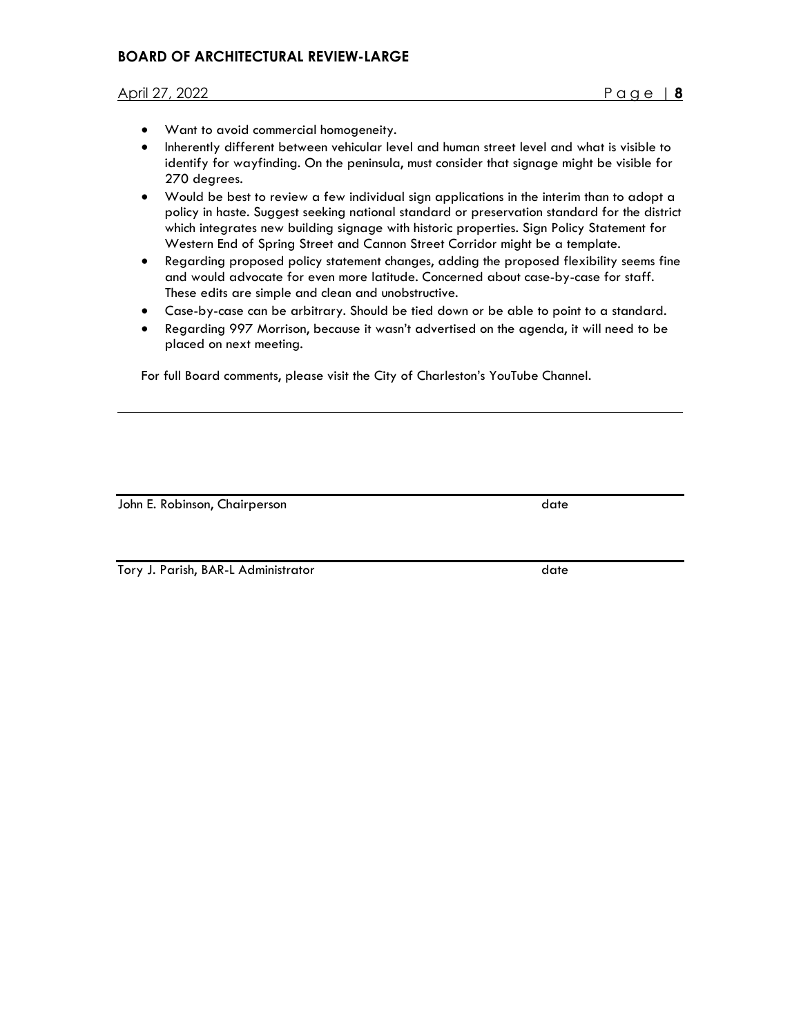- Want to avoid commercial homogeneity.
- Inherently different between vehicular level and human street level and what is visible to identify for wayfinding. On the peninsula, must consider that signage might be visible for 270 degrees.
- Would be best to review a few individual sign applications in the interim than to adopt a policy in haste. Suggest seeking national standard or preservation standard for the district which integrates new building signage with historic properties. Sign Policy Statement for Western End of Spring Street and Cannon Street Corridor might be a template.
- Regarding proposed policy statement changes, adding the proposed flexibility seems fine and would advocate for even more latitude. Concerned about case-by-case for staff. These edits are simple and clean and unobstructive.
- Case-by-case can be arbitrary. Should be tied down or be able to point to a standard.
- Regarding 997 Morrison, because it wasn't advertised on the agenda, it will need to be placed on next meeting.

For full Board comments, please visit the City of Charleston's YouTube Channel.

---

John E. Robinson, Chairperson date

Tory J. Parish, BAR-L Administrator date